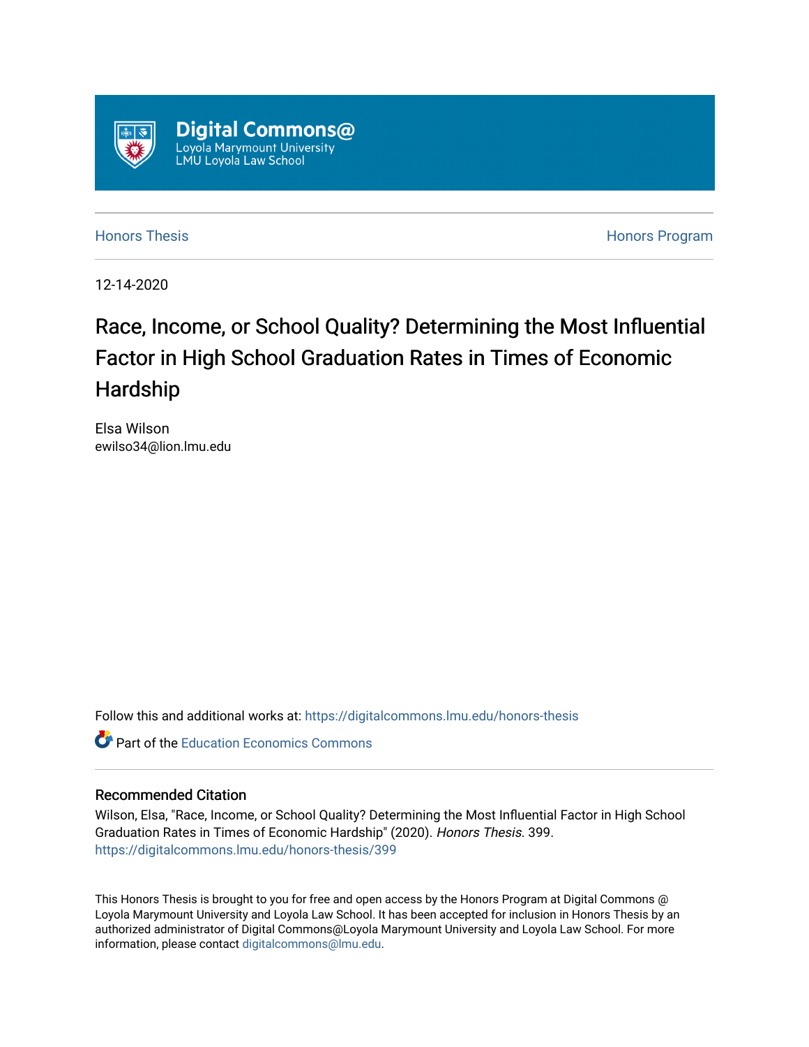Digital Commons@
Loyola Marymount University
LMU Loyola Law School

Honors Thesis | Honors Program

12-14-2020

# Race, Income, or School Quality? Determining the Most Influential Factor in High School Graduation Rates in Times of Economic Hardship

Elsa Wilson
ewilso34@lion.lmu.edu

Follow this and additional works at: https://digitalcommons.lmu.edu/honors-thesis

Part of the Education Economics Commons

## Recommended Citation

Wilson, Elsa, "Race, Income, or School Quality? Determining the Most Influential Factor in High School Graduation Rates in Times of Economic Hardship" (2020). *Honors Thesis*. 399.
https://digitalcommons.lmu.edu/honors-thesis/399

This Honors Thesis is brought to you for free and open access by the Honors Program at Digital Commons @ Loyola Marymount University and Loyola Law School. It has been accepted for inclusion in Honors Thesis by an authorized administrator of Digital Commons@Loyola Marymount University and Loyola Law School. For more information, please contact digitalcommons@lmu.edu.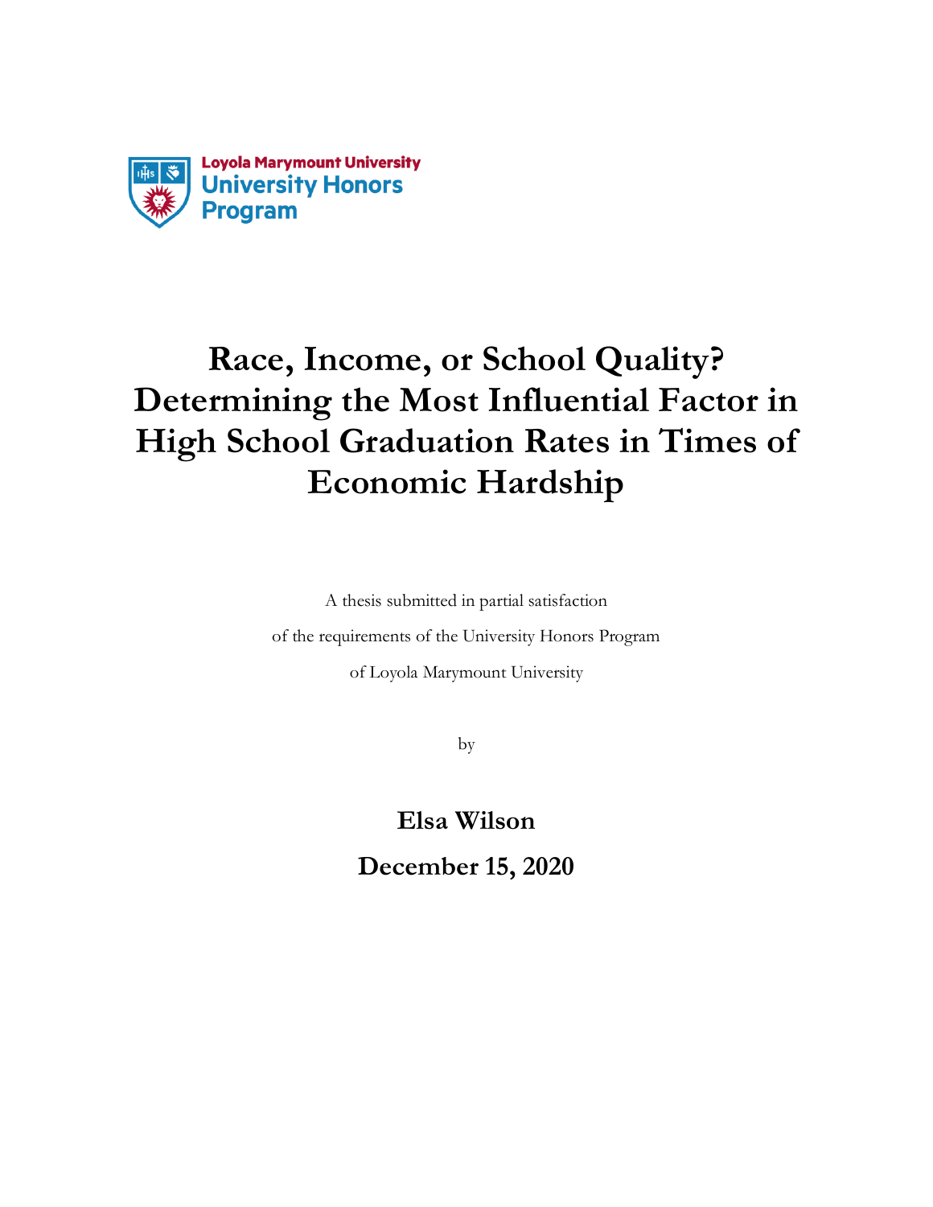Loyola Marymount University
University Honors Program

# Race, Income, or School Quality? Determining the Most Influential Factor in High School Graduation Rates in Times of Economic Hardship

A thesis submitted in partial satisfaction

of the requirements of the University Honors Program

of Loyola Marymount University

by

**Elsa Wilson**

**December 15, 2020**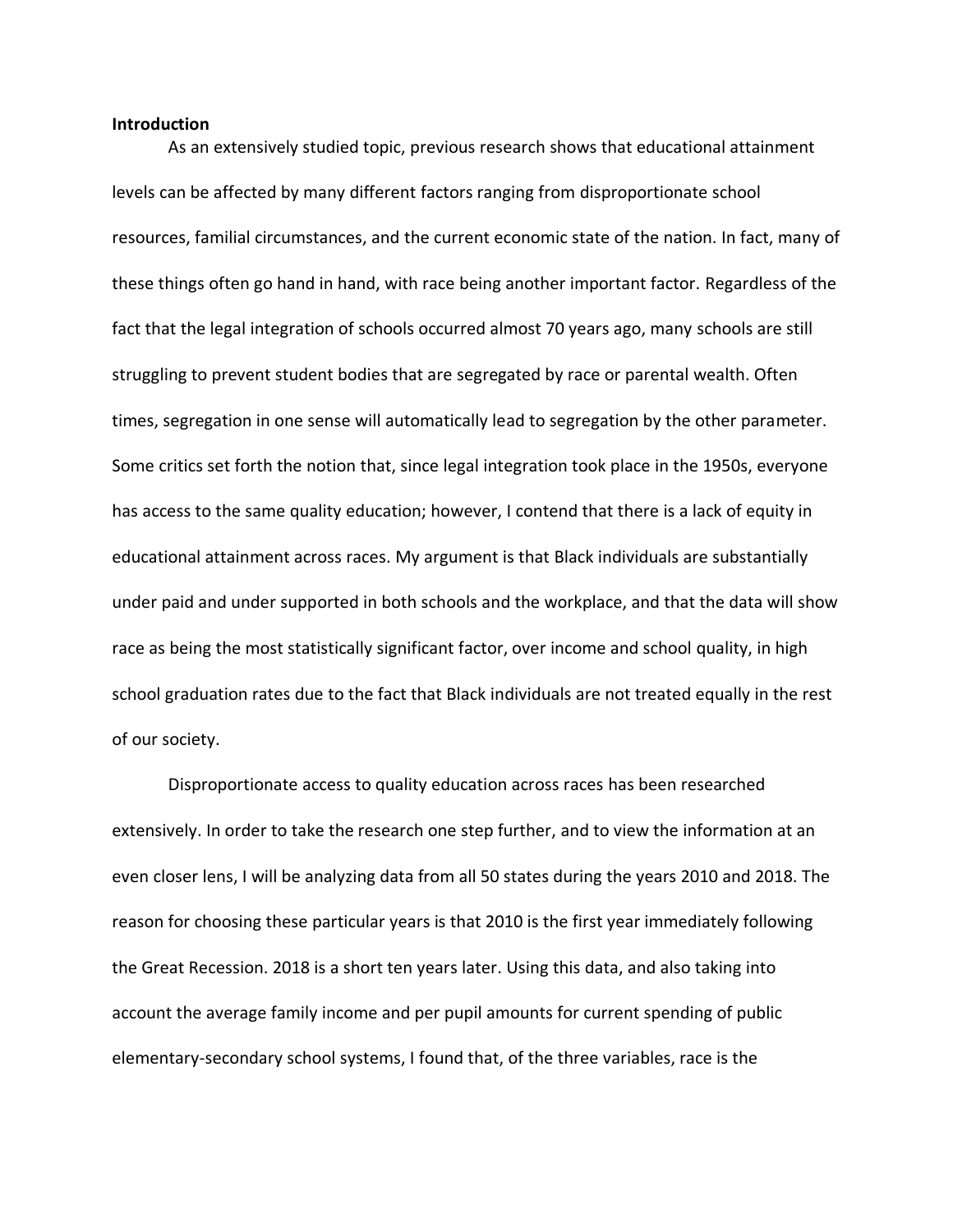**Introduction**

As an extensively studied topic, previous research shows that educational attainment levels can be affected by many different factors ranging from disproportionate school resources, familial circumstances, and the current economic state of the nation. In fact, many of these things often go hand in hand, with race being another important factor. Regardless of the fact that the legal integration of schools occurred almost 70 years ago, many schools are still struggling to prevent student bodies that are segregated by race or parental wealth. Often times, segregation in one sense will automatically lead to segregation by the other parameter. Some critics set forth the notion that, since legal integration took place in the 1950s, everyone has access to the same quality education; however, I contend that there is a lack of equity in educational attainment across races. My argument is that Black individuals are substantially under paid and under supported in both schools and the workplace, and that the data will show race as being the most statistically significant factor, over income and school quality, in high school graduation rates due to the fact that Black individuals are not treated equally in the rest of our society.

Disproportionate access to quality education across races has been researched extensively. In order to take the research one step further, and to view the information at an even closer lens, I will be analyzing data from all 50 states during the years 2010 and 2018. The reason for choosing these particular years is that 2010 is the first year immediately following the Great Recession. 2018 is a short ten years later. Using this data, and also taking into account the average family income and per pupil amounts for current spending of public elementary-secondary school systems, I found that, of the three variables, race is the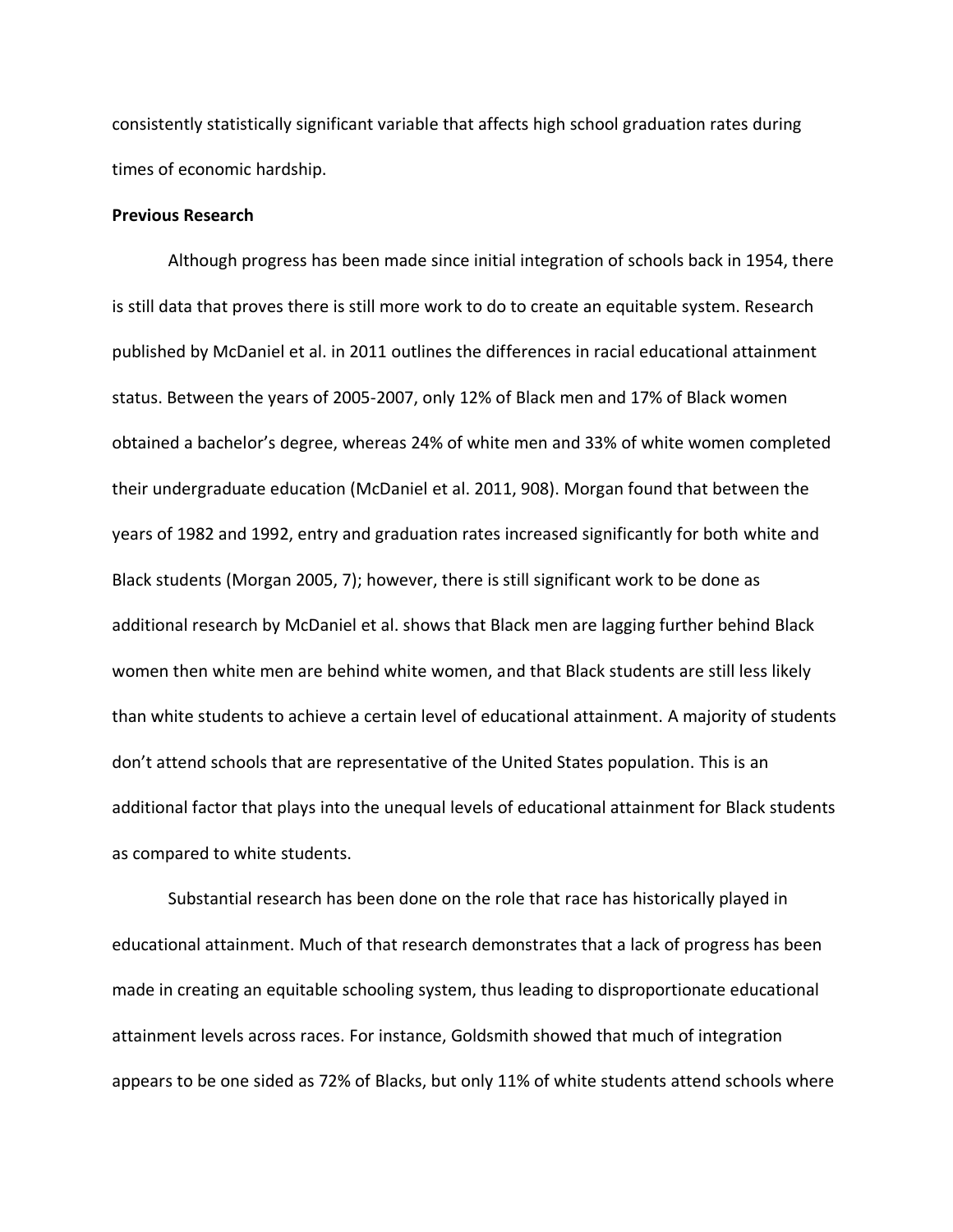consistently statistically significant variable that affects high school graduation rates during times of economic hardship.

**Previous Research**

Although progress has been made since initial integration of schools back in 1954, there is still data that proves there is still more work to do to create an equitable system. Research published by McDaniel et al. in 2011 outlines the differences in racial educational attainment status. Between the years of 2005-2007, only 12% of Black men and 17% of Black women obtained a bachelor's degree, whereas 24% of white men and 33% of white women completed their undergraduate education (McDaniel et al. 2011, 908). Morgan found that between the years of 1982 and 1992, entry and graduation rates increased significantly for both white and Black students (Morgan 2005, 7); however, there is still significant work to be done as additional research by McDaniel et al. shows that Black men are lagging further behind Black women then white men are behind white women, and that Black students are still less likely than white students to achieve a certain level of educational attainment. A majority of students don't attend schools that are representative of the United States population. This is an additional factor that plays into the unequal levels of educational attainment for Black students as compared to white students.

Substantial research has been done on the role that race has historically played in educational attainment. Much of that research demonstrates that a lack of progress has been made in creating an equitable schooling system, thus leading to disproportionate educational attainment levels across races. For instance, Goldsmith showed that much of integration appears to be one sided as 72% of Blacks, but only 11% of white students attend schools where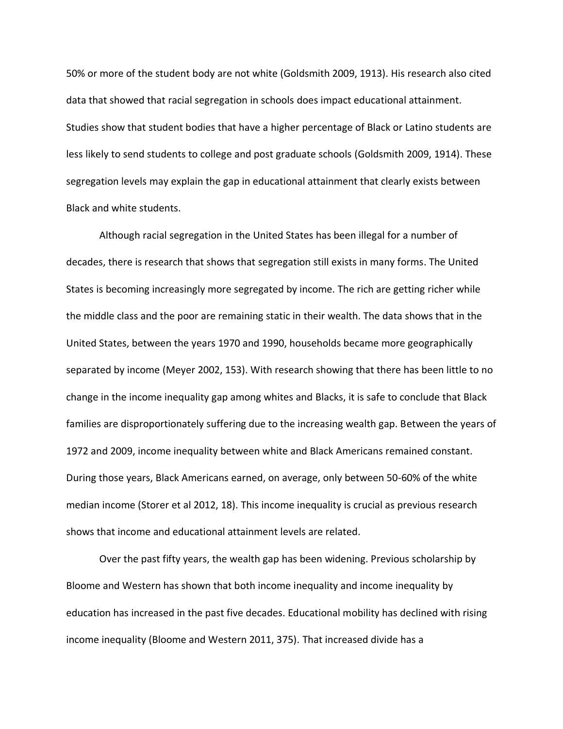50% or more of the student body are not white (Goldsmith 2009, 1913). His research also cited data that showed that racial segregation in schools does impact educational attainment. Studies show that student bodies that have a higher percentage of Black or Latino students are less likely to send students to college and post graduate schools (Goldsmith 2009, 1914). These segregation levels may explain the gap in educational attainment that clearly exists between Black and white students.

Although racial segregation in the United States has been illegal for a number of decades, there is research that shows that segregation still exists in many forms. The United States is becoming increasingly more segregated by income. The rich are getting richer while the middle class and the poor are remaining static in their wealth. The data shows that in the United States, between the years 1970 and 1990, households became more geographically separated by income (Meyer 2002, 153). With research showing that there has been little to no change in the income inequality gap among whites and Blacks, it is safe to conclude that Black families are disproportionately suffering due to the increasing wealth gap. Between the years of 1972 and 2009, income inequality between white and Black Americans remained constant. During those years, Black Americans earned, on average, only between 50-60% of the white median income (Storer et al 2012, 18). This income inequality is crucial as previous research shows that income and educational attainment levels are related.

Over the past fifty years, the wealth gap has been widening. Previous scholarship by Bloome and Western has shown that both income inequality and income inequality by education has increased in the past five decades. Educational mobility has declined with rising income inequality (Bloome and Western 2011, 375). That increased divide has a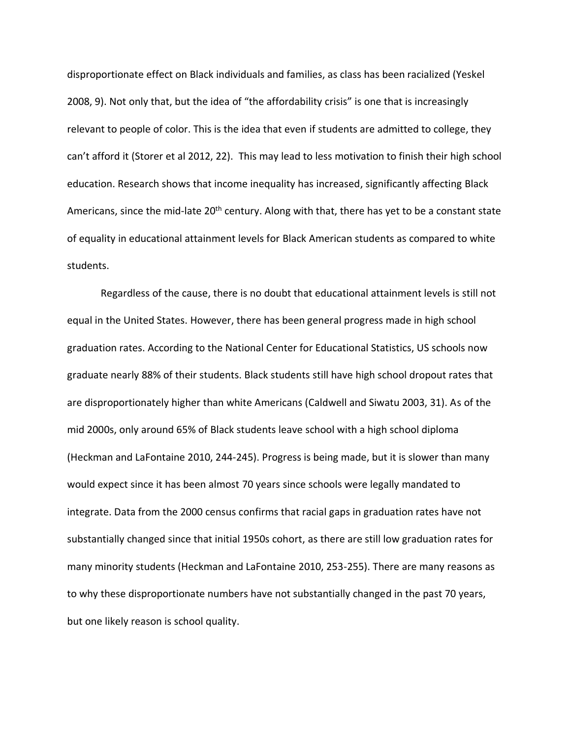disproportionate effect on Black individuals and families, as class has been racialized (Yeskel 2008, 9). Not only that, but the idea of "the affordability crisis" is one that is increasingly relevant to people of color. This is the idea that even if students are admitted to college, they can't afford it (Storer et al 2012, 22). This may lead to less motivation to finish their high school education. Research shows that income inequality has increased, significantly affecting Black Americans, since the mid-late 20th century. Along with that, there has yet to be a constant state of equality in educational attainment levels for Black American students as compared to white students.

Regardless of the cause, there is no doubt that educational attainment levels is still not equal in the United States. However, there has been general progress made in high school graduation rates. According to the National Center for Educational Statistics, US schools now graduate nearly 88% of their students. Black students still have high school dropout rates that are disproportionately higher than white Americans (Caldwell and Siwatu 2003, 31). As of the mid 2000s, only around 65% of Black students leave school with a high school diploma (Heckman and LaFontaine 2010, 244-245). Progress is being made, but it is slower than many would expect since it has been almost 70 years since schools were legally mandated to integrate. Data from the 2000 census confirms that racial gaps in graduation rates have not substantially changed since that initial 1950s cohort, as there are still low graduation rates for many minority students (Heckman and LaFontaine 2010, 253-255). There are many reasons as to why these disproportionate numbers have not substantially changed in the past 70 years, but one likely reason is school quality.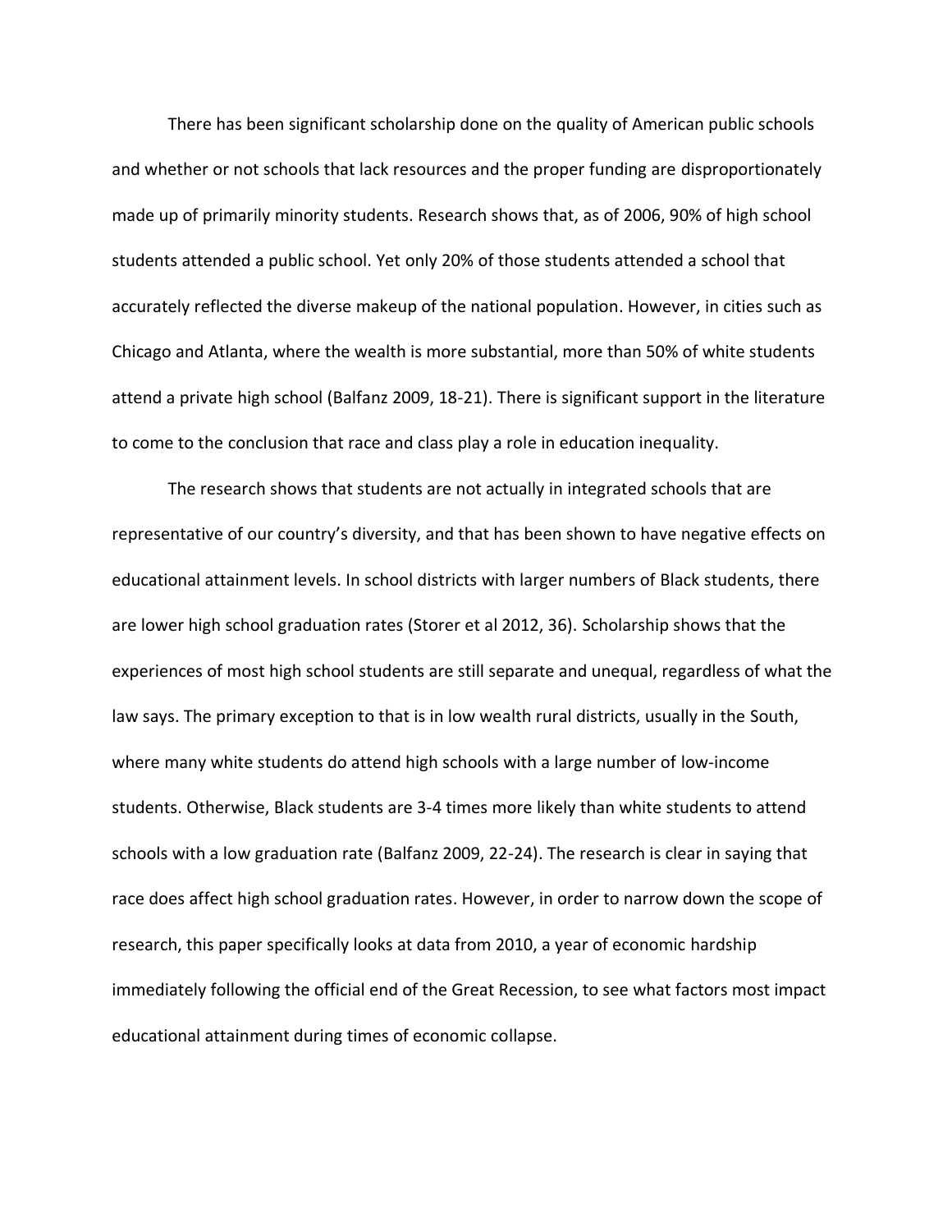There has been significant scholarship done on the quality of American public schools and whether or not schools that lack resources and the proper funding are disproportionately made up of primarily minority students. Research shows that, as of 2006, 90% of high school students attended a public school. Yet only 20% of those students attended a school that accurately reflected the diverse makeup of the national population. However, in cities such as Chicago and Atlanta, where the wealth is more substantial, more than 50% of white students attend a private high school (Balfanz 2009, 18-21). There is significant support in the literature to come to the conclusion that race and class play a role in education inequality.

The research shows that students are not actually in integrated schools that are representative of our country's diversity, and that has been shown to have negative effects on educational attainment levels. In school districts with larger numbers of Black students, there are lower high school graduation rates (Storer et al 2012, 36). Scholarship shows that the experiences of most high school students are still separate and unequal, regardless of what the law says. The primary exception to that is in low wealth rural districts, usually in the South, where many white students do attend high schools with a large number of low-income students. Otherwise, Black students are 3-4 times more likely than white students to attend schools with a low graduation rate (Balfanz 2009, 22-24). The research is clear in saying that race does affect high school graduation rates. However, in order to narrow down the scope of research, this paper specifically looks at data from 2010, a year of economic hardship immediately following the official end of the Great Recession, to see what factors most impact educational attainment during times of economic collapse.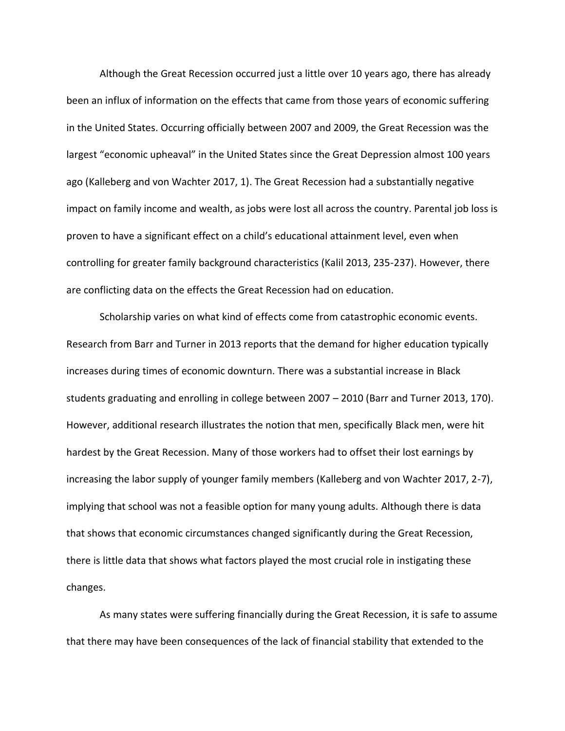Although the Great Recession occurred just a little over 10 years ago, there has already been an influx of information on the effects that came from those years of economic suffering in the United States. Occurring officially between 2007 and 2009, the Great Recession was the largest "economic upheaval" in the United States since the Great Depression almost 100 years ago (Kalleberg and von Wachter 2017, 1). The Great Recession had a substantially negative impact on family income and wealth, as jobs were lost all across the country. Parental job loss is proven to have a significant effect on a child's educational attainment level, even when controlling for greater family background characteristics (Kalil 2013, 235-237). However, there are conflicting data on the effects the Great Recession had on education.

Scholarship varies on what kind of effects come from catastrophic economic events. Research from Barr and Turner in 2013 reports that the demand for higher education typically increases during times of economic downturn. There was a substantial increase in Black students graduating and enrolling in college between 2007 – 2010 (Barr and Turner 2013, 170). However, additional research illustrates the notion that men, specifically Black men, were hit hardest by the Great Recession. Many of those workers had to offset their lost earnings by increasing the labor supply of younger family members (Kalleberg and von Wachter 2017, 2-7), implying that school was not a feasible option for many young adults. Although there is data that shows that economic circumstances changed significantly during the Great Recession, there is little data that shows what factors played the most crucial role in instigating these changes.

As many states were suffering financially during the Great Recession, it is safe to assume that there may have been consequences of the lack of financial stability that extended to the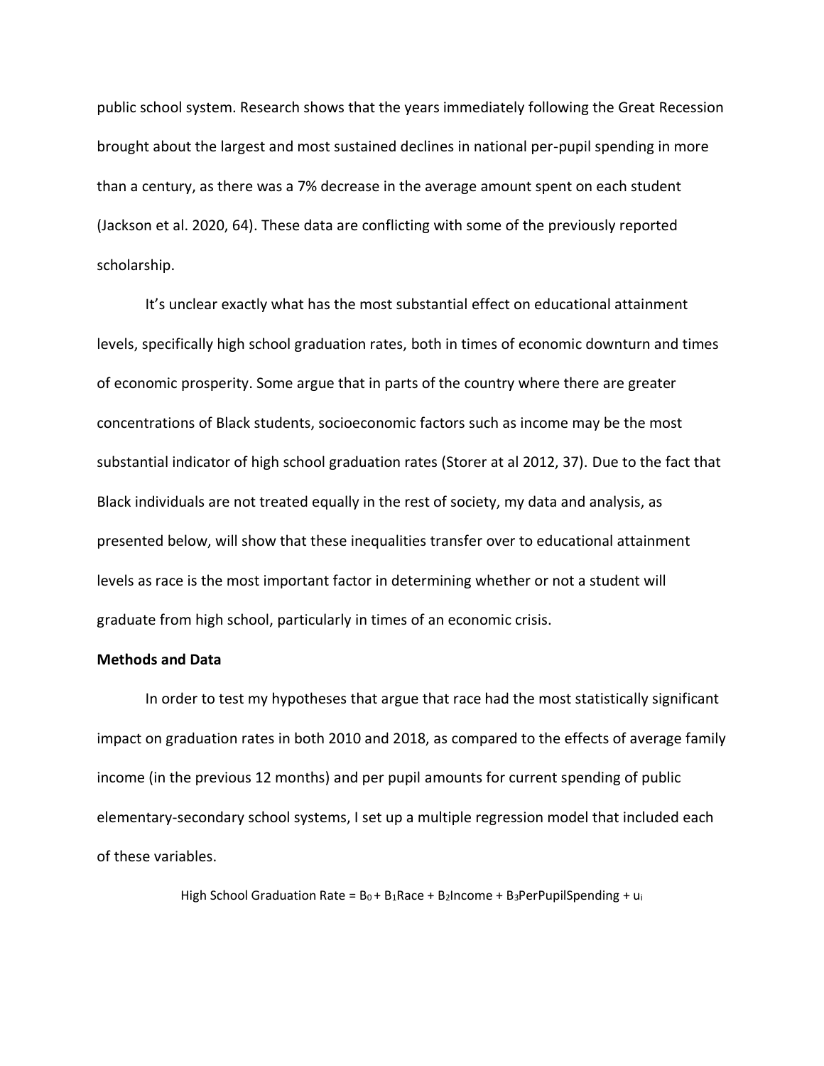public school system. Research shows that the years immediately following the Great Recession brought about the largest and most sustained declines in national per-pupil spending in more than a century, as there was a 7% decrease in the average amount spent on each student (Jackson et al. 2020, 64). These data are conflicting with some of the previously reported scholarship.

It's unclear exactly what has the most substantial effect on educational attainment levels, specifically high school graduation rates, both in times of economic downturn and times of economic prosperity. Some argue that in parts of the country where there are greater concentrations of Black students, socioeconomic factors such as income may be the most substantial indicator of high school graduation rates (Storer at al 2012, 37). Due to the fact that Black individuals are not treated equally in the rest of society, my data and analysis, as presented below, will show that these inequalities transfer over to educational attainment levels as race is the most important factor in determining whether or not a student will graduate from high school, particularly in times of an economic crisis.

**Methods and Data**

In order to test my hypotheses that argue that race had the most statistically significant impact on graduation rates in both 2010 and 2018, as compared to the effects of average family income (in the previous 12 months) and per pupil amounts for current spending of public elementary-secondary school systems, I set up a multiple regression model that included each of these variables.

$$\text{High School Graduation Rate} = B_0 + B_1\text{Race} + B_2\text{Income} + B_3\text{PerPupilSpending} + u_i$$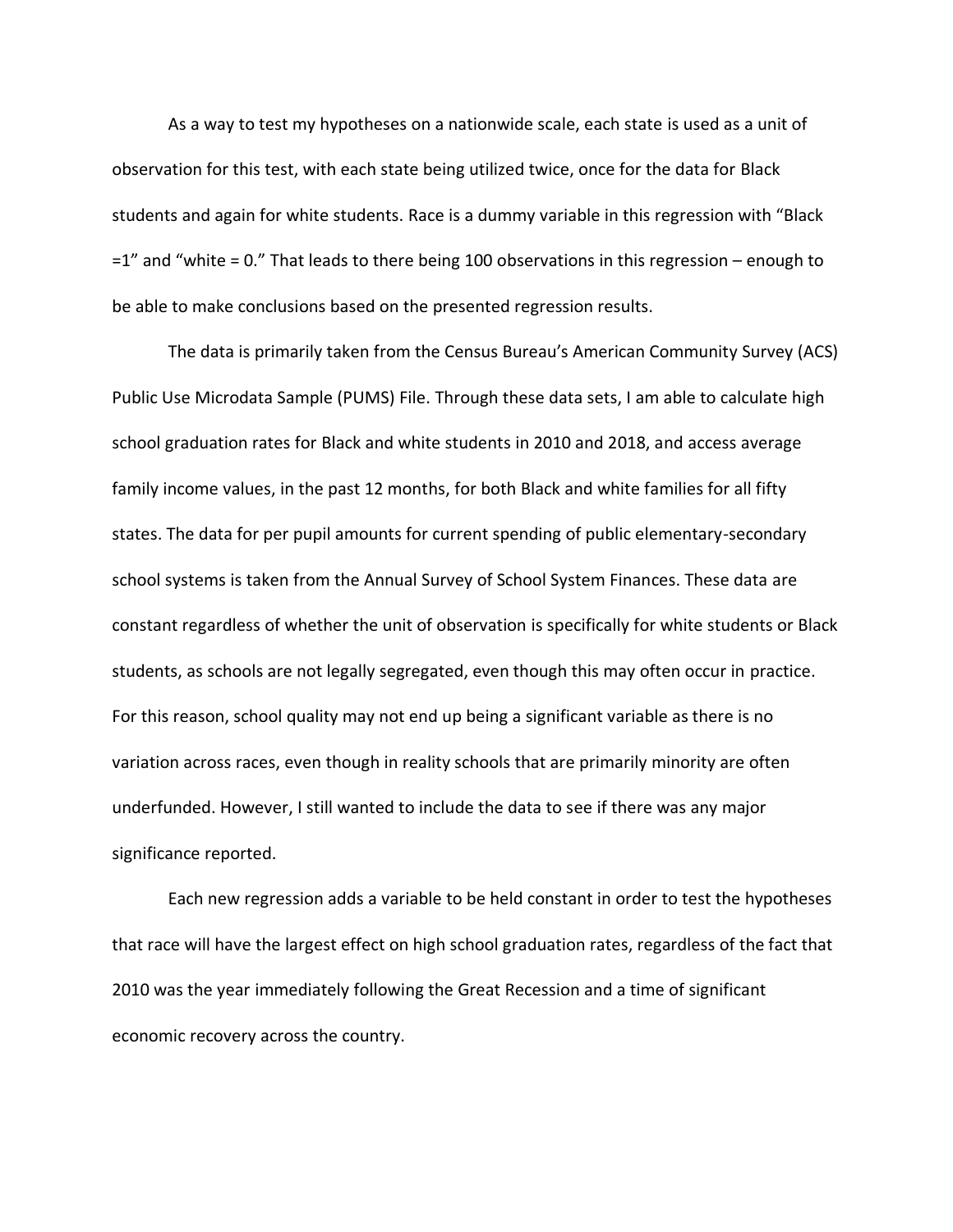As a way to test my hypotheses on a nationwide scale, each state is used as a unit of observation for this test, with each state being utilized twice, once for the data for Black students and again for white students. Race is a dummy variable in this regression with "Black =1" and "white = 0." That leads to there being 100 observations in this regression – enough to be able to make conclusions based on the presented regression results.

The data is primarily taken from the Census Bureau's American Community Survey (ACS) Public Use Microdata Sample (PUMS) File. Through these data sets, I am able to calculate high school graduation rates for Black and white students in 2010 and 2018, and access average family income values, in the past 12 months, for both Black and white families for all fifty states. The data for per pupil amounts for current spending of public elementary-secondary school systems is taken from the Annual Survey of School System Finances. These data are constant regardless of whether the unit of observation is specifically for white students or Black students, as schools are not legally segregated, even though this may often occur in practice. For this reason, school quality may not end up being a significant variable as there is no variation across races, even though in reality schools that are primarily minority are often underfunded. However, I still wanted to include the data to see if there was any major significance reported.

Each new regression adds a variable to be held constant in order to test the hypotheses that race will have the largest effect on high school graduation rates, regardless of the fact that 2010 was the year immediately following the Great Recession and a time of significant economic recovery across the country.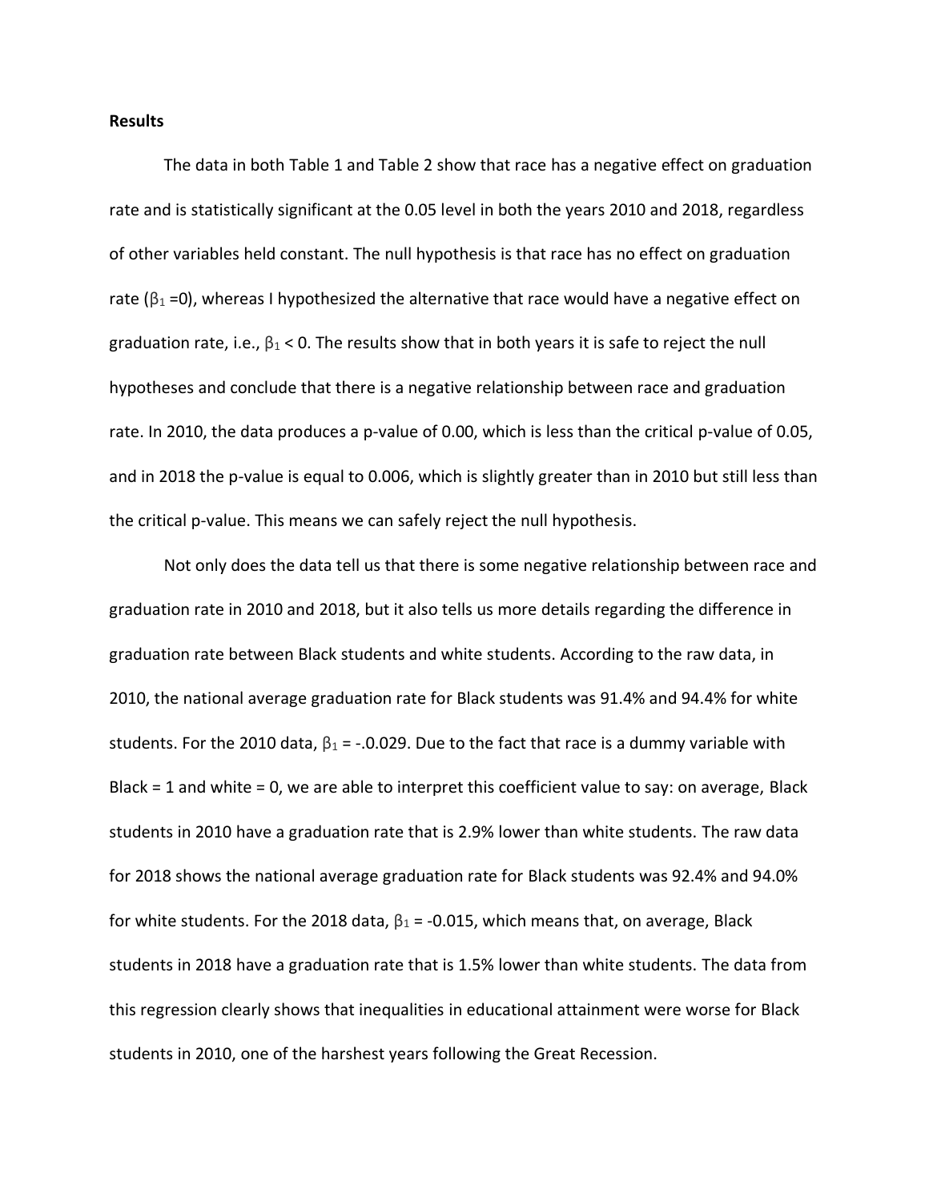**Results**

The data in both Table 1 and Table 2 show that race has a negative effect on graduation rate and is statistically significant at the 0.05 level in both the years 2010 and 2018, regardless of other variables held constant. The null hypothesis is that race has no effect on graduation rate ($\beta_1 = 0$), whereas I hypothesized the alternative that race would have a negative effect on graduation rate, i.e., $\beta_1 < 0$. The results show that in both years it is safe to reject the null hypotheses and conclude that there is a negative relationship between race and graduation rate. In 2010, the data produces a p-value of 0.00, which is less than the critical p-value of 0.05, and in 2018 the p-value is equal to 0.006, which is slightly greater than in 2010 but still less than the critical p-value. This means we can safely reject the null hypothesis.

Not only does the data tell us that there is some negative relationship between race and graduation rate in 2010 and 2018, but it also tells us more details regarding the difference in graduation rate between Black students and white students. According to the raw data, in 2010, the national average graduation rate for Black students was 91.4% and 94.4% for white students. For the 2010 data, $\beta_1$ = -.0.029. Due to the fact that race is a dummy variable with Black = 1 and white = 0, we are able to interpret this coefficient value to say: on average, Black students in 2010 have a graduation rate that is 2.9% lower than white students. The raw data for 2018 shows the national average graduation rate for Black students was 92.4% and 94.0% for white students. For the 2018 data, $\beta_1$ = -0.015, which means that, on average, Black students in 2018 have a graduation rate that is 1.5% lower than white students. The data from this regression clearly shows that inequalities in educational attainment were worse for Black students in 2010, one of the harshest years following the Great Recession.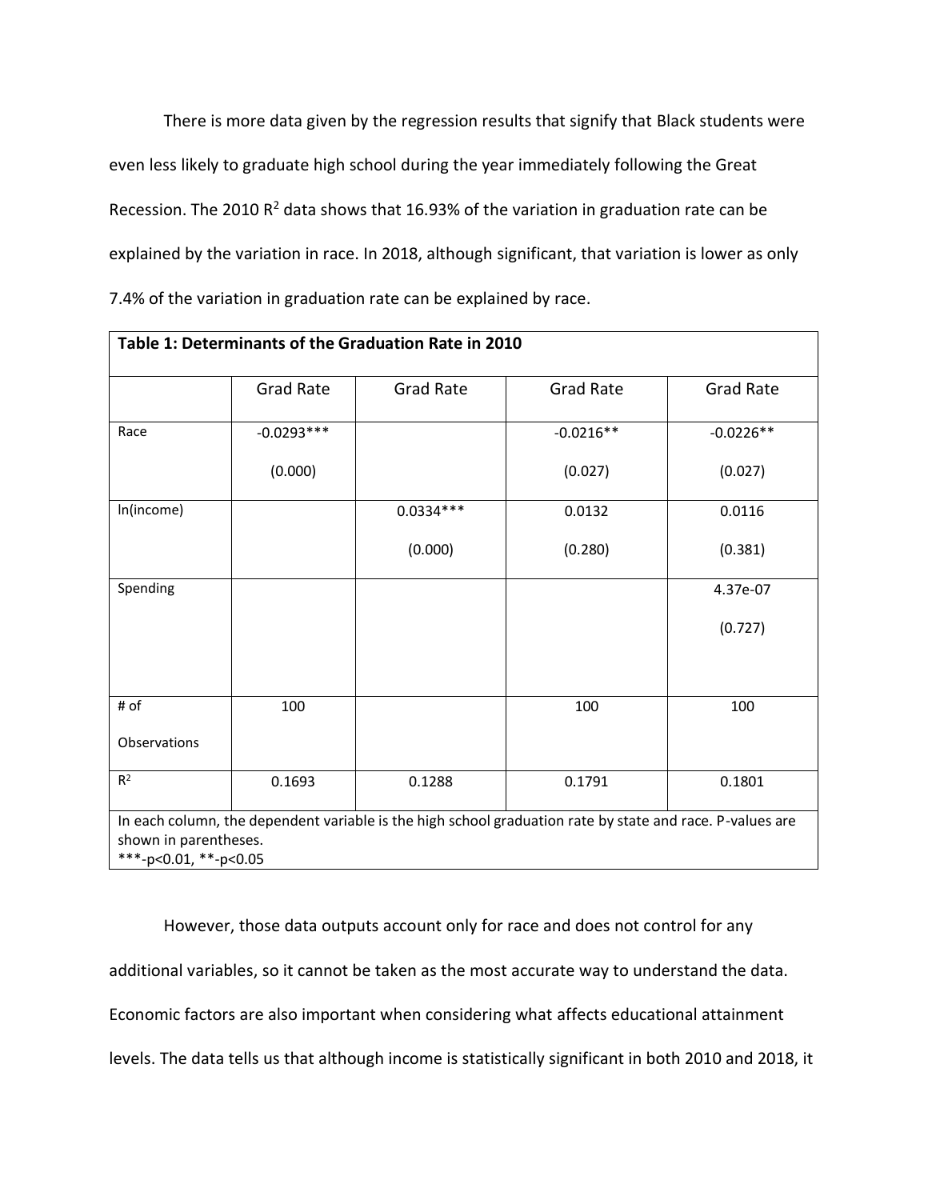There is more data given by the regression results that signify that Black students were even less likely to graduate high school during the year immediately following the Great Recession. The 2010 $R^2$ data shows that 16.93% of the variation in graduation rate can be explained by the variation in race. In 2018, although significant, that variation is lower as only 7.4% of the variation in graduation rate can be explained by race.

| **Table 1: Determinants of the Graduation Rate in 2010** | | | | |
|---|---|---|---|---|
| | Grad Rate | Grad Rate | Grad Rate | Grad Rate |
| Race | -0.0293***<br>(0.000) | | -0.0216**<br>(0.027) | -0.0226**<br>(0.027) |
| ln(income) | | 0.0334***<br>(0.000) | 0.0132<br>(0.280) | 0.0116<br>(0.381) |
| Spending | | | | 4.37e-07<br>(0.727) |
| # of Observations | 100 | | 100 | 100 |
| $R^2$ | 0.1693 | 0.1288 | 0.1791 | 0.1801 |
| In each column, the dependent variable is the high school graduation rate by state and race. P-values are shown in parentheses.<br>***-p<0.01, **-p<0.05 | | | | |

However, those data outputs account only for race and does not control for any additional variables, so it cannot be taken as the most accurate way to understand the data. Economic factors are also important when considering what affects educational attainment levels. The data tells us that although income is statistically significant in both 2010 and 2018, it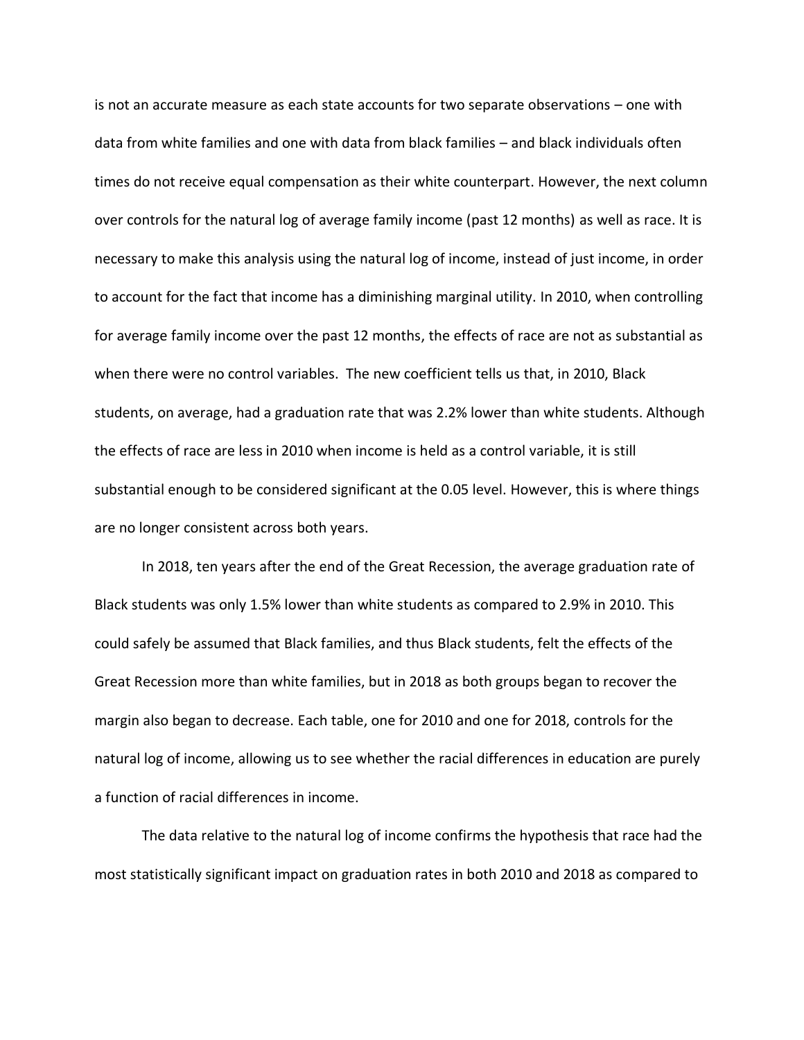is not an accurate measure as each state accounts for two separate observations – one with data from white families and one with data from black families – and black individuals often times do not receive equal compensation as their white counterpart. However, the next column over controls for the natural log of average family income (past 12 months) as well as race. It is necessary to make this analysis using the natural log of income, instead of just income, in order to account for the fact that income has a diminishing marginal utility. In 2010, when controlling for average family income over the past 12 months, the effects of race are not as substantial as when there were no control variables. The new coefficient tells us that, in 2010, Black students, on average, had a graduation rate that was 2.2% lower than white students. Although the effects of race are less in 2010 when income is held as a control variable, it is still substantial enough to be considered significant at the 0.05 level. However, this is where things are no longer consistent across both years.

In 2018, ten years after the end of the Great Recession, the average graduation rate of Black students was only 1.5% lower than white students as compared to 2.9% in 2010. This could safely be assumed that Black families, and thus Black students, felt the effects of the Great Recession more than white families, but in 2018 as both groups began to recover the margin also began to decrease. Each table, one for 2010 and one for 2018, controls for the natural log of income, allowing us to see whether the racial differences in education are purely a function of racial differences in income.

The data relative to the natural log of income confirms the hypothesis that race had the most statistically significant impact on graduation rates in both 2010 and 2018 as compared to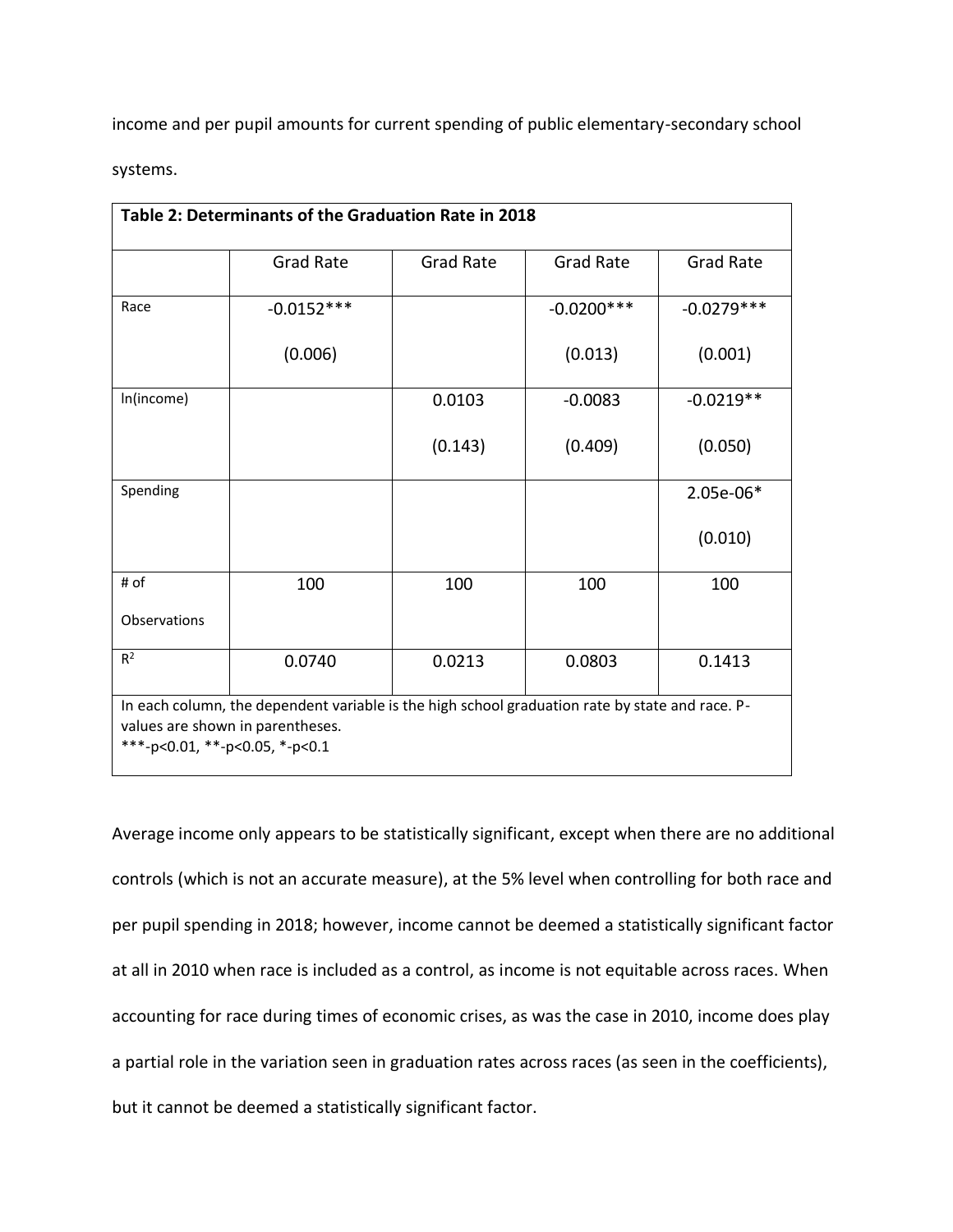income and per pupil amounts for current spending of public elementary-secondary school systems.

| **Table 2: Determinants of the Graduation Rate in 2018** | | | | |
|---|---|---|---|---|
| | Grad Rate | Grad Rate | Grad Rate | Grad Rate |
| Race | -0.0152*** | | -0.0200*** | -0.0279*** |
| | (0.006) | | (0.013) | (0.001) |
| ln(income) | | 0.0103 | -0.0083 | -0.0219** |
| | | (0.143) | (0.409) | (0.050) |
| Spending | | | | 2.05e-06* |
| | | | | (0.010) |
| # of Observations | 100 | 100 | 100 | 100 |
| $R^2$ | 0.0740 | 0.0213 | 0.0803 | 0.1413 |

In each column, the dependent variable is the high school graduation rate by state and race. P-values are shown in parentheses.
***-p<0.01, **-p<0.05, *-p<0.1

Average income only appears to be statistically significant, except when there are no additional controls (which is not an accurate measure), at the 5% level when controlling for both race and per pupil spending in 2018; however, income cannot be deemed a statistically significant factor at all in 2010 when race is included as a control, as income is not equitable across races. When accounting for race during times of economic crises, as was the case in 2010, income does play a partial role in the variation seen in graduation rates across races (as seen in the coefficients), but it cannot be deemed a statistically significant factor.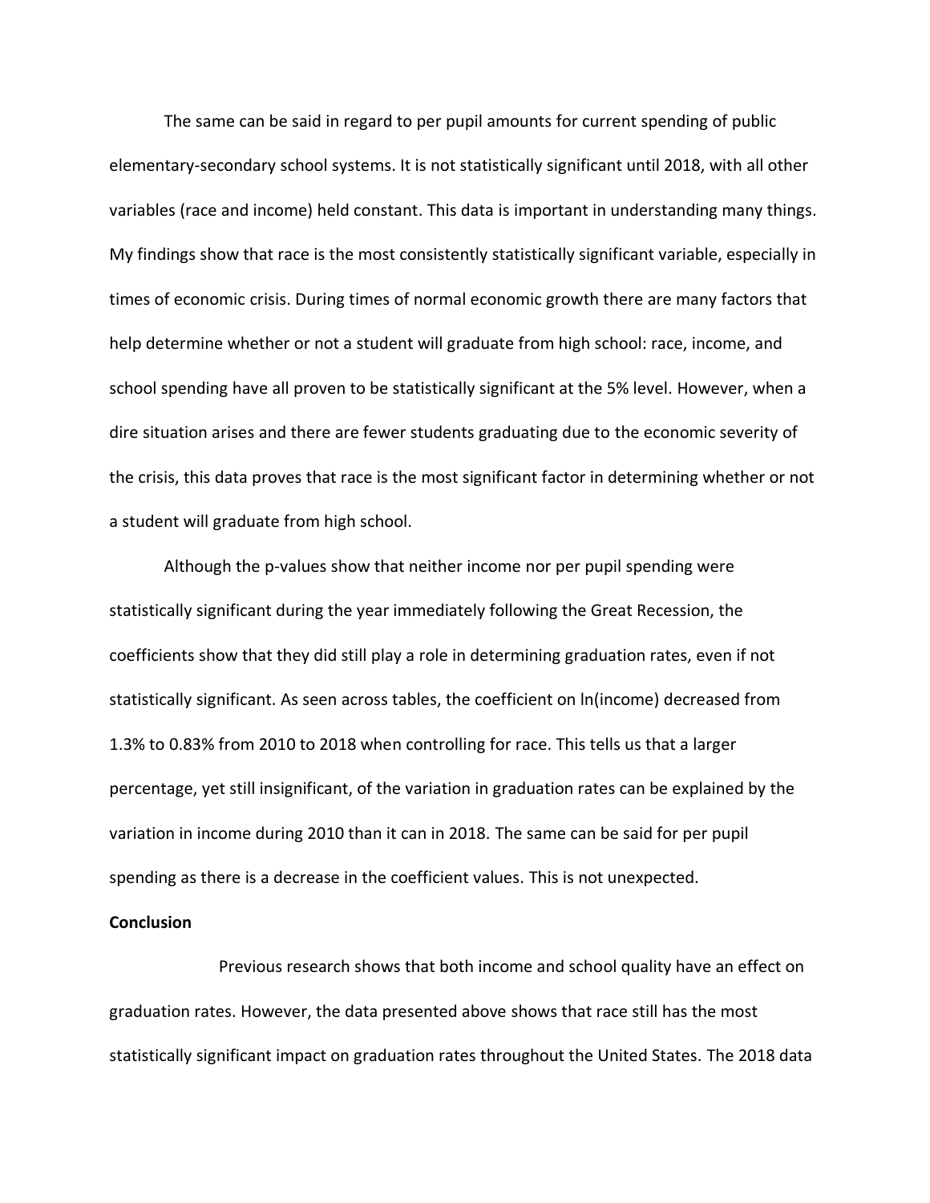The same can be said in regard to per pupil amounts for current spending of public elementary-secondary school systems. It is not statistically significant until 2018, with all other variables (race and income) held constant. This data is important in understanding many things. My findings show that race is the most consistently statistically significant variable, especially in times of economic crisis. During times of normal economic growth there are many factors that help determine whether or not a student will graduate from high school: race, income, and school spending have all proven to be statistically significant at the 5% level. However, when a dire situation arises and there are fewer students graduating due to the economic severity of the crisis, this data proves that race is the most significant factor in determining whether or not a student will graduate from high school.

Although the p-values show that neither income nor per pupil spending were statistically significant during the year immediately following the Great Recession, the coefficients show that they did still play a role in determining graduation rates, even if not statistically significant. As seen across tables, the coefficient on ln(income) decreased from 1.3% to 0.83% from 2010 to 2018 when controlling for race. This tells us that a larger percentage, yet still insignificant, of the variation in graduation rates can be explained by the variation in income during 2010 than it can in 2018. The same can be said for per pupil spending as there is a decrease in the coefficient values. This is not unexpected.

**Conclusion**

Previous research shows that both income and school quality have an effect on graduation rates. However, the data presented above shows that race still has the most statistically significant impact on graduation rates throughout the United States. The 2018 data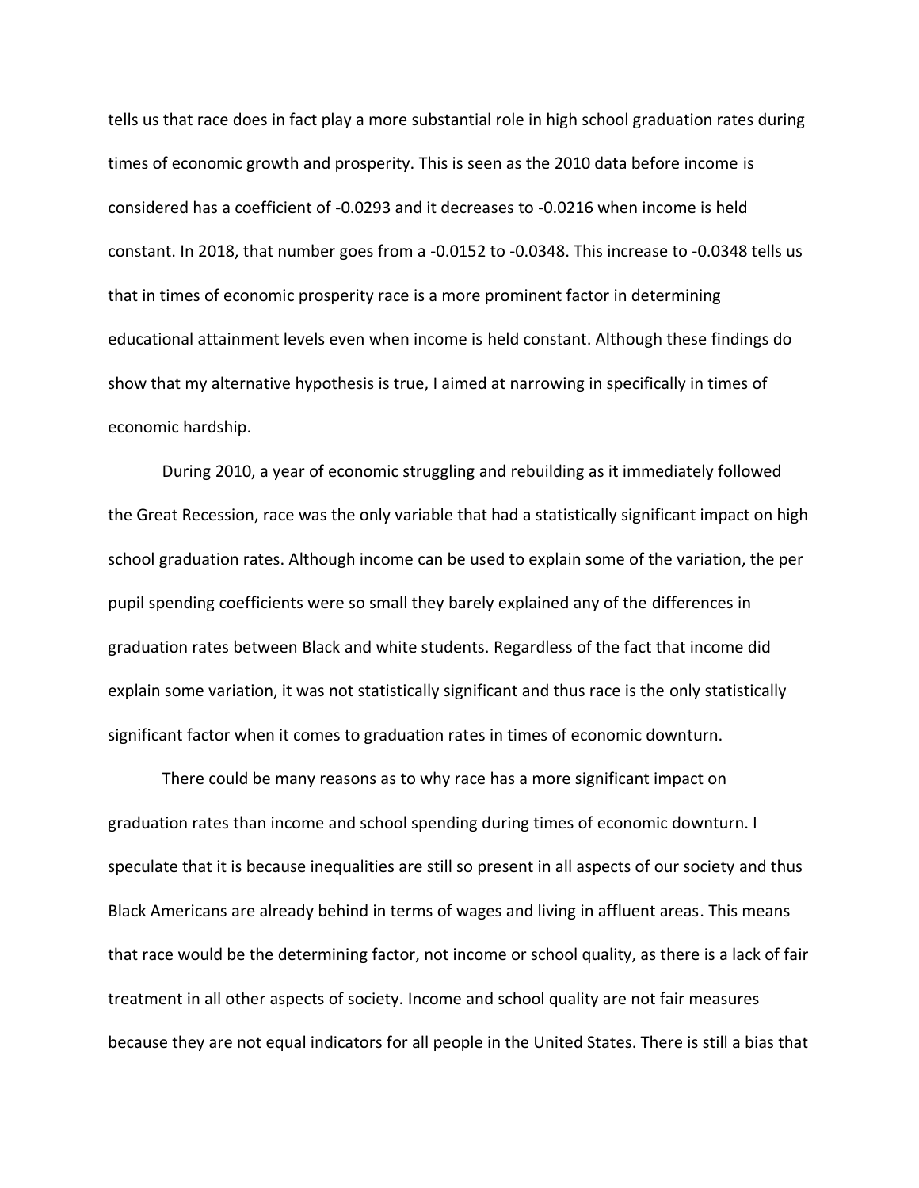tells us that race does in fact play a more substantial role in high school graduation rates during times of economic growth and prosperity. This is seen as the 2010 data before income is considered has a coefficient of -0.0293 and it decreases to -0.0216 when income is held constant. In 2018, that number goes from a -0.0152 to -0.0348. This increase to -0.0348 tells us that in times of economic prosperity race is a more prominent factor in determining educational attainment levels even when income is held constant. Although these findings do show that my alternative hypothesis is true, I aimed at narrowing in specifically in times of economic hardship.

During 2010, a year of economic struggling and rebuilding as it immediately followed the Great Recession, race was the only variable that had a statistically significant impact on high school graduation rates. Although income can be used to explain some of the variation, the per pupil spending coefficients were so small they barely explained any of the differences in graduation rates between Black and white students. Regardless of the fact that income did explain some variation, it was not statistically significant and thus race is the only statistically significant factor when it comes to graduation rates in times of economic downturn.

There could be many reasons as to why race has a more significant impact on graduation rates than income and school spending during times of economic downturn. I speculate that it is because inequalities are still so present in all aspects of our society and thus Black Americans are already behind in terms of wages and living in affluent areas. This means that race would be the determining factor, not income or school quality, as there is a lack of fair treatment in all other aspects of society. Income and school quality are not fair measures because they are not equal indicators for all people in the United States. There is still a bias that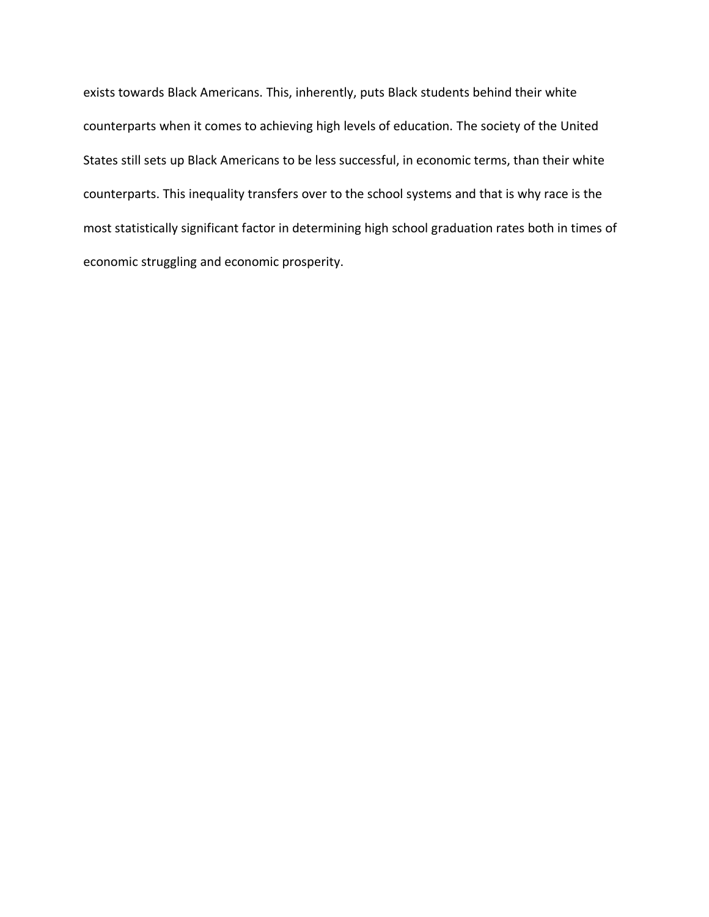exists towards Black Americans. This, inherently, puts Black students behind their white counterparts when it comes to achieving high levels of education. The society of the United States still sets up Black Americans to be less successful, in economic terms, than their white counterparts. This inequality transfers over to the school systems and that is why race is the most statistically significant factor in determining high school graduation rates both in times of economic struggling and economic prosperity.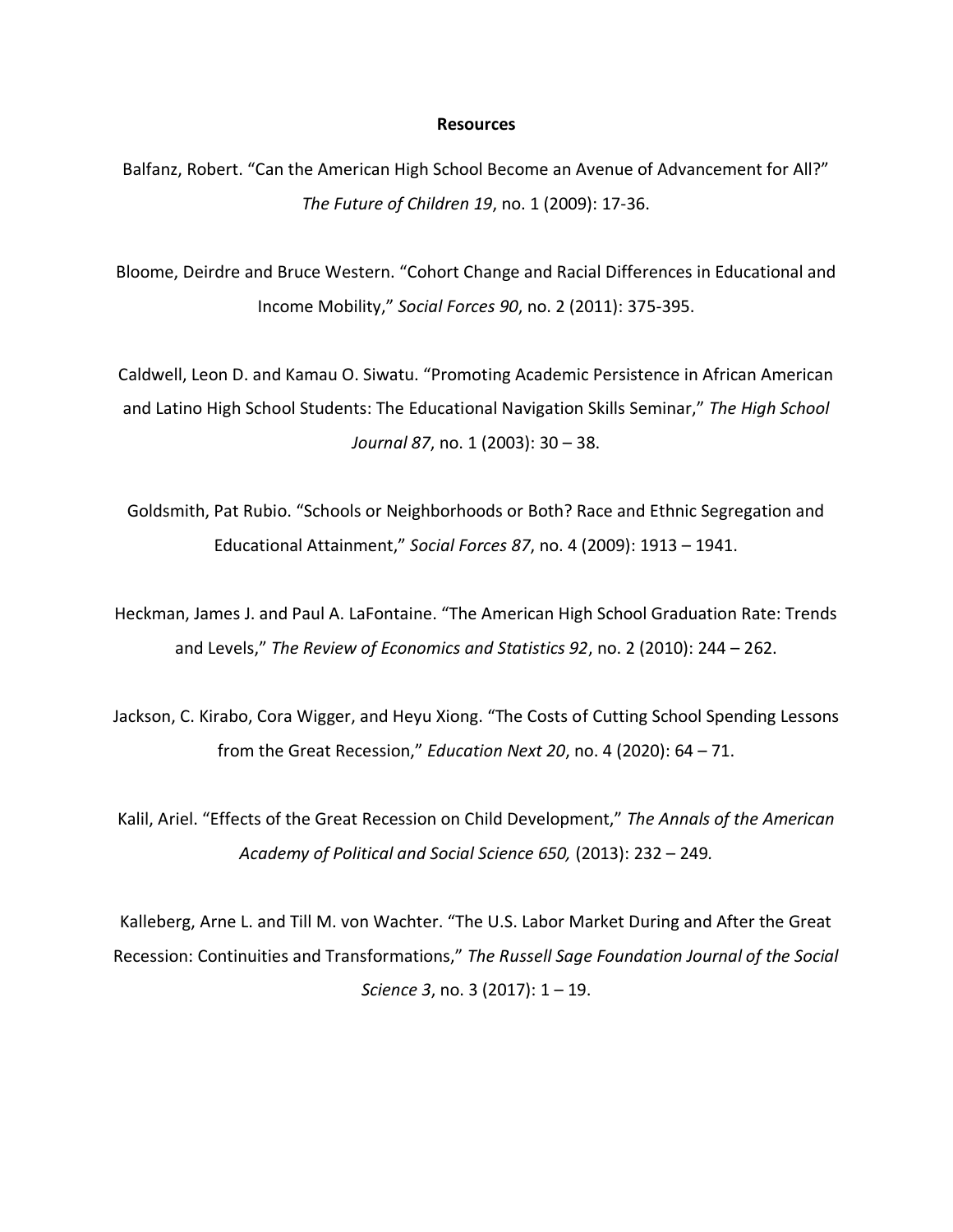**Resources**

Balfanz, Robert. “Can the American High School Become an Avenue of Advancement for All?” *The Future of Children 19*, no. 1 (2009): 17-36.

Bloome, Deirdre and Bruce Western. “Cohort Change and Racial Differences in Educational and Income Mobility,” *Social Forces 90*, no. 2 (2011): 375-395.

Caldwell, Leon D. and Kamau O. Siwatu. “Promoting Academic Persistence in African American and Latino High School Students: The Educational Navigation Skills Seminar,” *The High School Journal 87*, no. 1 (2003): 30 – 38.

Goldsmith, Pat Rubio. “Schools or Neighborhoods or Both? Race and Ethnic Segregation and Educational Attainment,” *Social Forces 87*, no. 4 (2009): 1913 – 1941.

Heckman, James J. and Paul A. LaFontaine. “The American High School Graduation Rate: Trends and Levels,” *The Review of Economics and Statistics 92*, no. 2 (2010): 244 – 262.

Jackson, C. Kirabo, Cora Wigger, and Heyu Xiong. “The Costs of Cutting School Spending Lessons from the Great Recession,” *Education Next 20*, no. 4 (2020): 64 – 71.

Kalil, Ariel. “Effects of the Great Recession on Child Development,” *The Annals of the American Academy of Political and Social Science 650,* (2013): 232 – 249*.*

Kalleberg, Arne L. and Till M. von Wachter. “The U.S. Labor Market During and After the Great Recession: Continuities and Transformations,” *The Russell Sage Foundation Journal of the Social Science 3*, no. 3 (2017): 1 – 19.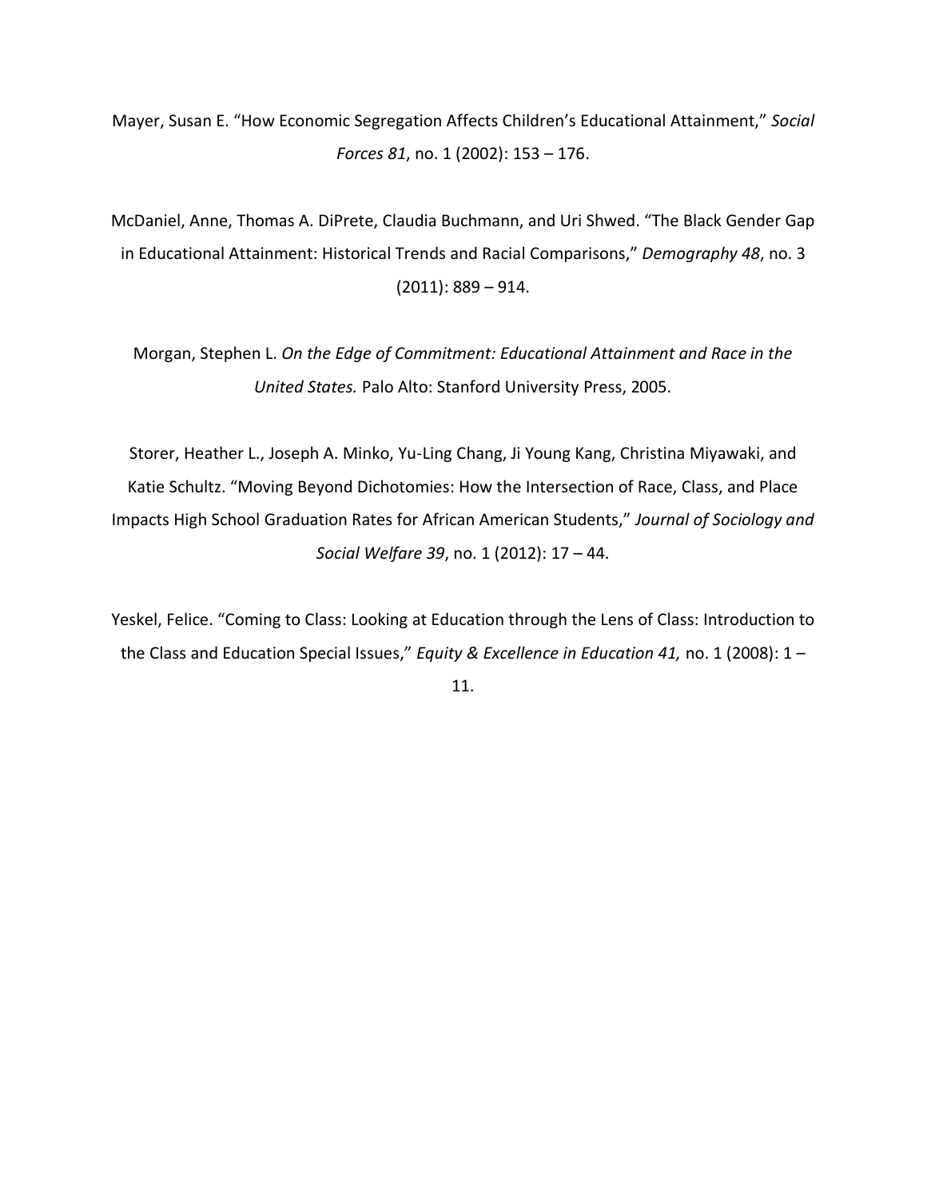Mayer, Susan E. "How Economic Segregation Affects Children's Educational Attainment," *Social Forces 81*, no. 1 (2002): 153 – 176.

McDaniel, Anne, Thomas A. DiPrete, Claudia Buchmann, and Uri Shwed. "The Black Gender Gap in Educational Attainment: Historical Trends and Racial Comparisons," *Demography 48*, no. 3 (2011): 889 – 914.

Morgan, Stephen L. *On the Edge of Commitment: Educational Attainment and Race in the United States.* Palo Alto: Stanford University Press, 2005.

Storer, Heather L., Joseph A. Minko, Yu-Ling Chang, Ji Young Kang, Christina Miyawaki, and Katie Schultz. "Moving Beyond Dichotomies: How the Intersection of Race, Class, and Place Impacts High School Graduation Rates for African American Students," *Journal of Sociology and Social Welfare 39*, no. 1 (2012): 17 – 44.

Yeskel, Felice. "Coming to Class: Looking at Education through the Lens of Class: Introduction to the Class and Education Special Issues," *Equity & Excellence in Education 41,* no. 1 (2008): 1 – 11.